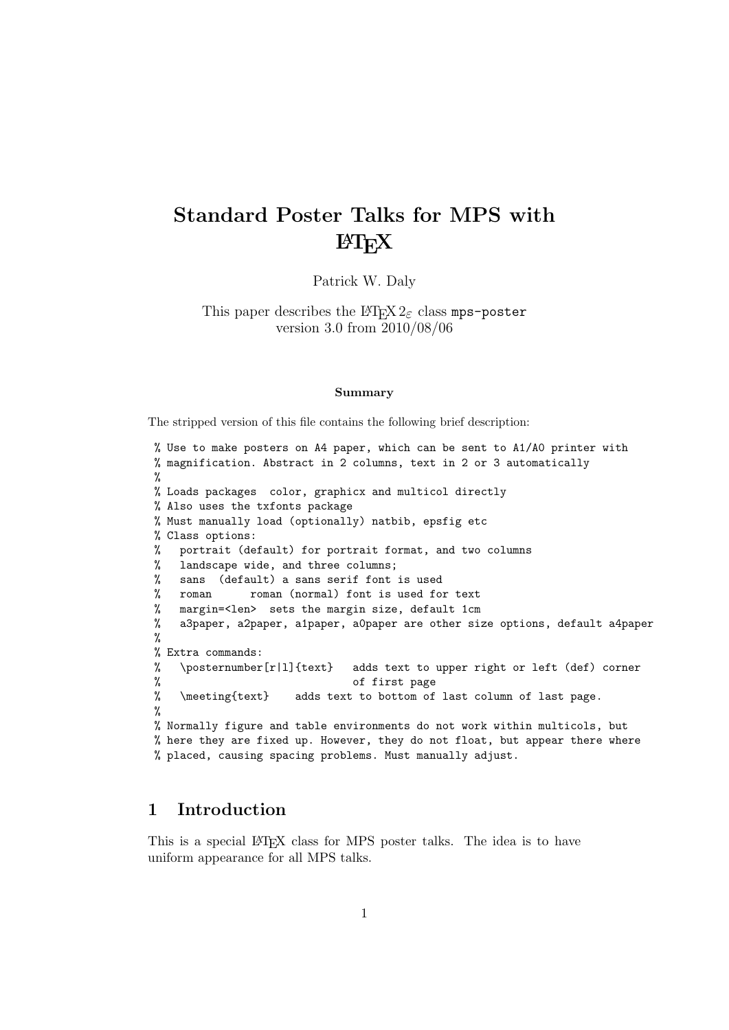# Standard Poster Talks for MPS with LaTeX

Patrick W. Daly

This paper describes the LaTeX $2_\varepsilon$ class `mps-poster` version 3.0 from 2010/08/06

**Summary**

The stripped version of this file contains the following brief description:

```
% Use to make posters on A4 paper, which can be sent to A1/A0 printer with
% magnification. Abstract in 2 columns, text in 2 or 3 automatically
%
% Loads packages  color, graphicx and multicol directly
% Also uses the txfonts package
% Must manually load (optionally) natbib, epsfig etc
% Class options:
%   portrait (default) for portrait format, and two columns
%   landscape wide, and three columns;
%   sans  (default) a sans serif font is used
%   roman      roman (normal) font is used for text
%   margin=<len>  sets the margin size, default 1cm
%   a3paper, a2paper, a1paper, a0paper are other size options, default a4paper
%
% Extra commands:
%   \posternumber[r|l]{text}   adds text to upper right or left (def) corner
%                              of first page
%   \meeting{text}    adds text to bottom of last column of last page.
%
% Normally figure and table environments do not work within multicols, but
% here they are fixed up. However, they do not float, but appear there where
% placed, causing spacing problems. Must manually adjust.
```

## 1 Introduction

This is a special LaTeX class for MPS poster talks. The idea is to have uniform appearance for all MPS talks.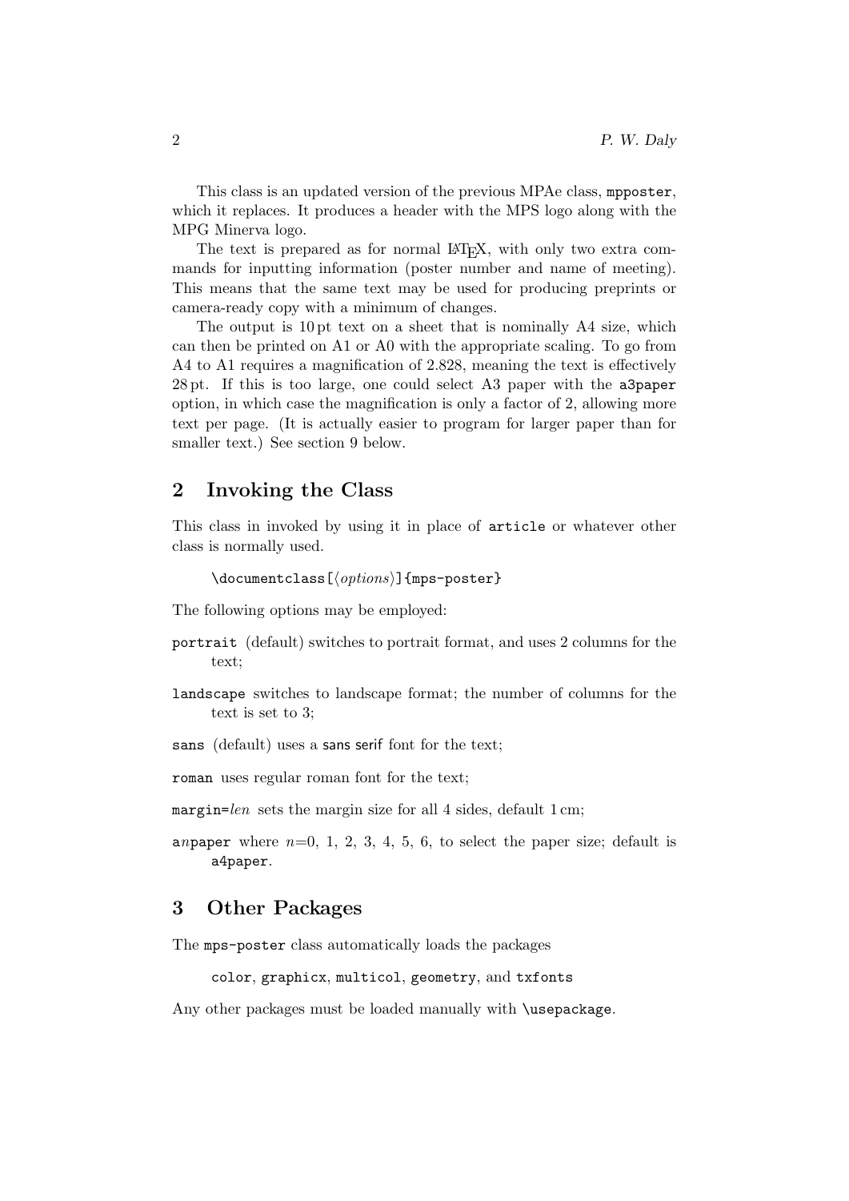This class is an updated version of the previous MPAe class, `mpposter`, which it replaces. It produces a header with the MPS logo along with the MPG Minerva logo.

The text is prepared as for normal LaTeX, with only two extra commands for inputting information (poster number and name of meeting). This means that the same text may be used for producing preprints or camera-ready copy with a minimum of changes.

The output is 10 pt text on a sheet that is nominally A4 size, which can then be printed on A1 or A0 with the appropriate scaling. To go from A4 to A1 requires a magnification of 2.828, meaning the text is effectively 28 pt. If this is too large, one could select A3 paper with the `a3paper` option, in which case the magnification is only a factor of 2, allowing more text per page. (It is actually easier to program for larger paper than for smaller text.) See section 9 below.

## 2 Invoking the Class

This class in invoked by using it in place of `article` or whatever other class is normally used.

```
\documentclass[⟨options⟩]{mps-poster}
```

The following options may be employed:

- `portrait` (default) switches to portrait format, and uses 2 columns for the text;
- `landscape` switches to landscape format; the number of columns for the text is set to 3;
- `sans` (default) uses a sans serif font for the text;
- `roman` uses regular roman font for the text;
- `margin=`*len* sets the margin size for all 4 sides, default 1 cm;
- `a`*n*`paper` where $n$=0, 1, 2, 3, 4, 5, 6, to select the paper size; default is `a4paper`.

## 3 Other Packages

The `mps-poster` class automatically loads the packages

`color`, `graphicx`, `multicol`, `geometry`, and `txfonts`

Any other packages must be loaded manually with `\usepackage`.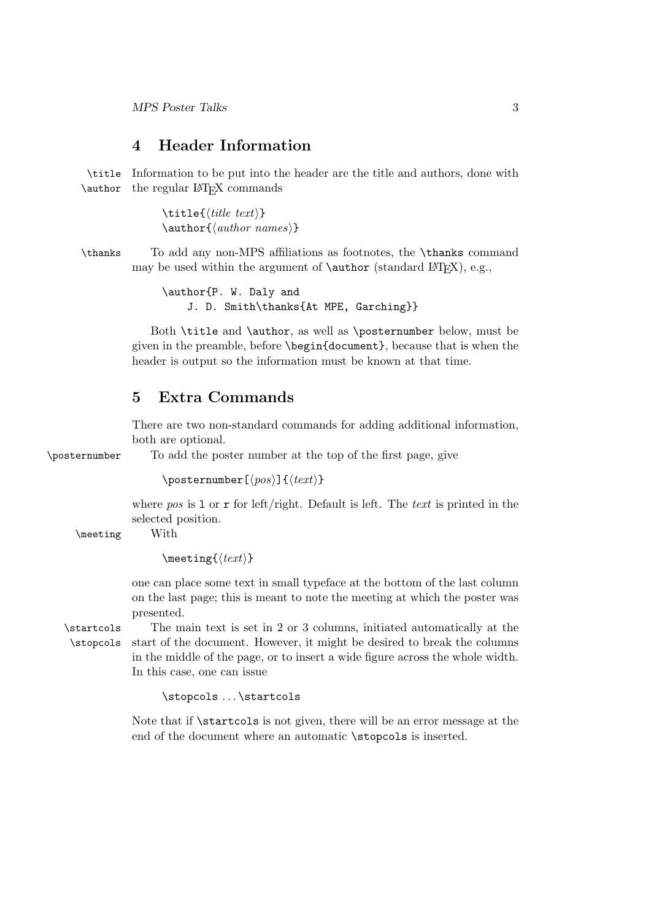## 4 Header Information

\title \author Information to be put into the header are the title and authors, done with the regular LaTeX commands

```
\title{⟨title text⟩}
\author{⟨author names⟩}
```

\thanks To add any non-MPS affiliations as footnotes, the `\thanks` command may be used within the argument of `\author` (standard LaTeX), e.g.,

```
\author{P. W. Daly and
    J. D. Smith\thanks{At MPE, Garching}}
```

Both `\title` and `\author`, as well as `\posternumber` below, must be given in the preamble, before `\begin{document}`, because that is when the header is output so the information must be known at that time.

## 5 Extra Commands

There are two non-standard commands for adding additional information, both are optional.

\posternumber To add the poster number at the top of the first page, give

```
\posternumber[⟨pos⟩]{⟨text⟩}
```

where *pos* is `l` or `r` for left/right. Default is left. The *text* is printed in the selected position.

\meeting With

```
\meeting{⟨text⟩}
```

one can place some text in small typeface at the bottom of the last column on the last page; this is meant to note the meeting at which the poster was presented.

\startcols \stopcols The main text is set in 2 or 3 columns, initiated automatically at the start of the document. However, it might be desired to break the columns in the middle of the page, or to insert a wide figure across the whole width. In this case, one can issue

```
\stopcols ... \startcols
```

Note that if `\startcols` is not given, there will be an error message at the end of the document where an automatic `\stopcols` is inserted.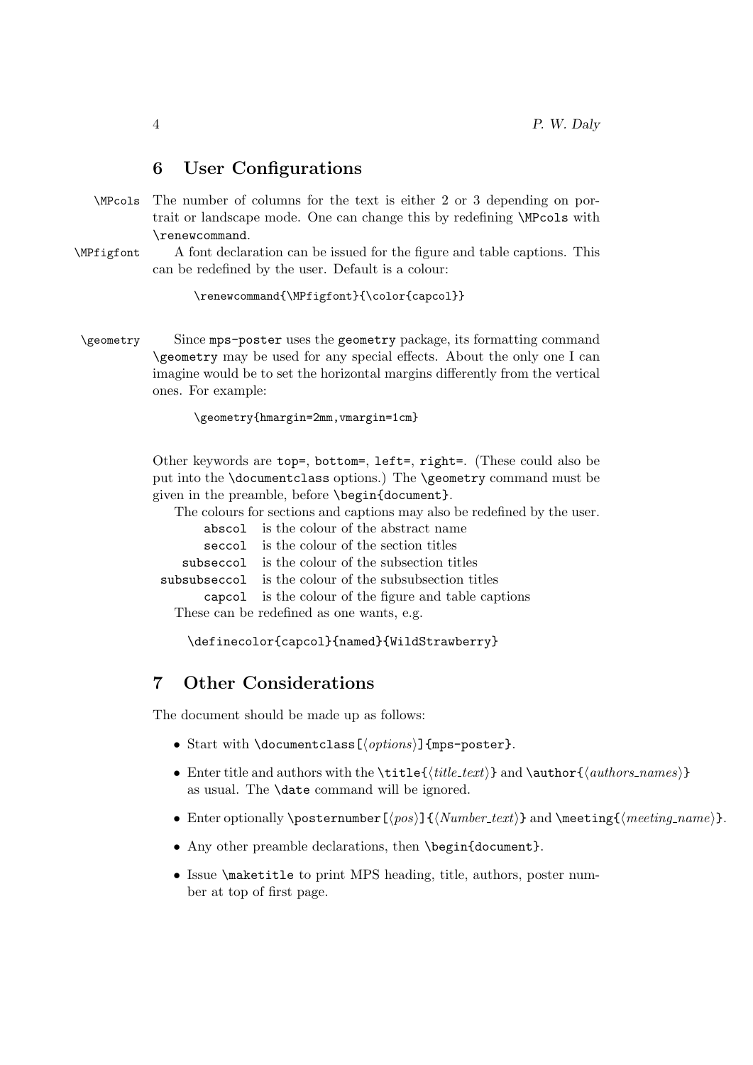## 6 User Configurations

`\MPcols` The number of columns for the text is either 2 or 3 depending on portrait or landscape mode. One can change this by redefining `\MPcols` with `\renewcommand`.

`\MPfigfont` A font declaration can be issued for the figure and table captions. This can be redefined by the user. Default is a colour:

```
\renewcommand{\MPfigfont}{\color{capcol}}
```

`\geometry` Since `mps-poster` uses the `geometry` package, its formatting command `\geometry` may be used for any special effects. About the only one I can imagine would be to set the horizontal margins differently from the vertical ones. For example:

```
\geometry{hmargin=2mm,vmargin=1cm}
```

Other keywords are `top=`, `bottom=`, `left=`, `right=`. (These could also be put into the `\documentclass` options.) The `\geometry` command must be given in the preamble, before `\begin{document}`.

The colours for sections and captions may also be redefined by the user.

| | |
|---|---|
| `abscol` | is the colour of the abstract name |
| `seccol` | is the colour of the section titles |
| `subseccol` | is the colour of the subsection titles |
| `subsubseccol` | is the colour of the subsubsection titles |
| `capcol` | is the colour of the figure and table captions |

These can be redefined as one wants, e.g.

```
\definecolor{capcol}{named}{WildStrawberry}
```

## 7 Other Considerations

The document should be made up as follows:

- Start with `\documentclass[`⟨*options*⟩`]{mps-poster}`.
- Enter title and authors with the `\title{`⟨*title_text*⟩`}` and `\author{`⟨*authors_names*⟩`}` as usual. The `\date` command will be ignored.
- Enter optionally `\posternumber[`⟨*pos*⟩`]{`⟨*Number_text*⟩`}` and `\meeting{`⟨*meeting_name*⟩`}`.
- Any other preamble declarations, then `\begin{document}`.
- Issue `\maketitle` to print MPS heading, title, authors, poster number at top of first page.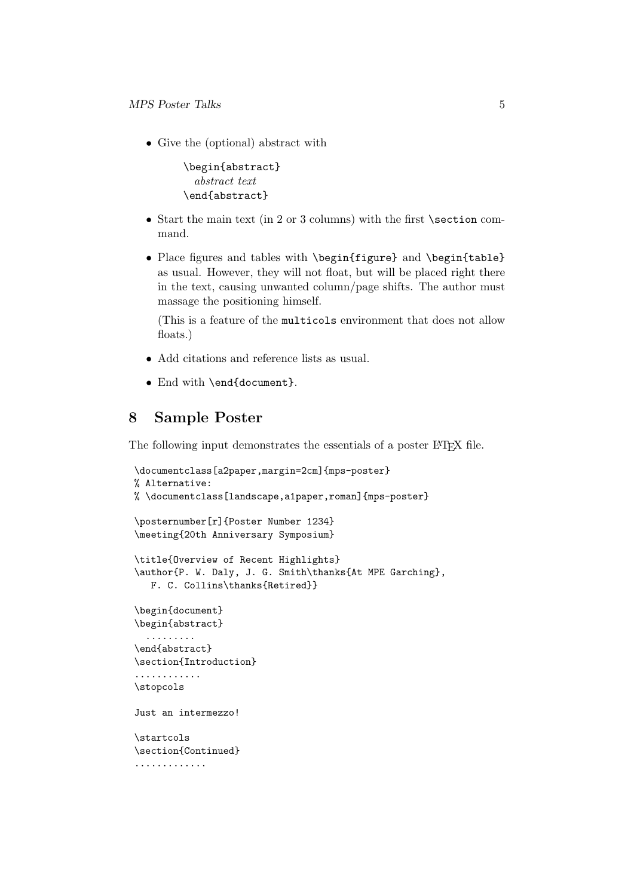- Give the (optional) abstract with

  ```
  \begin{abstract}
    abstract text
  \end{abstract}
  ```

- Start the main text (in 2 or 3 columns) with the first `\section` command.
- Place figures and tables with `\begin{figure}` and `\begin{table}` as usual. However, they will not float, but will be placed right there in the text, causing unwanted column/page shifts. The author must massage the positioning himself.

  (This is a feature of the `multicols` environment that does not allow floats.)

- Add citations and reference lists as usual.
- End with `\end{document}`.

## 8 Sample Poster

The following input demonstrates the essentials of a poster LaTeX file.

```
\documentclass[a2paper,margin=2cm]{mps-poster}
% Alternative:
% \documentclass[landscape,a1paper,roman]{mps-poster}

\posternumber[r]{Poster Number 1234}
\meeting{20th Anniversary Symposium}

\title{Overview of Recent Highlights}
\author{P. W. Daly, J. G. Smith\thanks{At MPE Garching},
   F. C. Collins\thanks{Retired}}

\begin{document}
\begin{abstract}
  .........
\end{abstract}
\section{Introduction}
............
\stopcols

Just an intermezzo!

\startcols
\section{Continued}
.............
```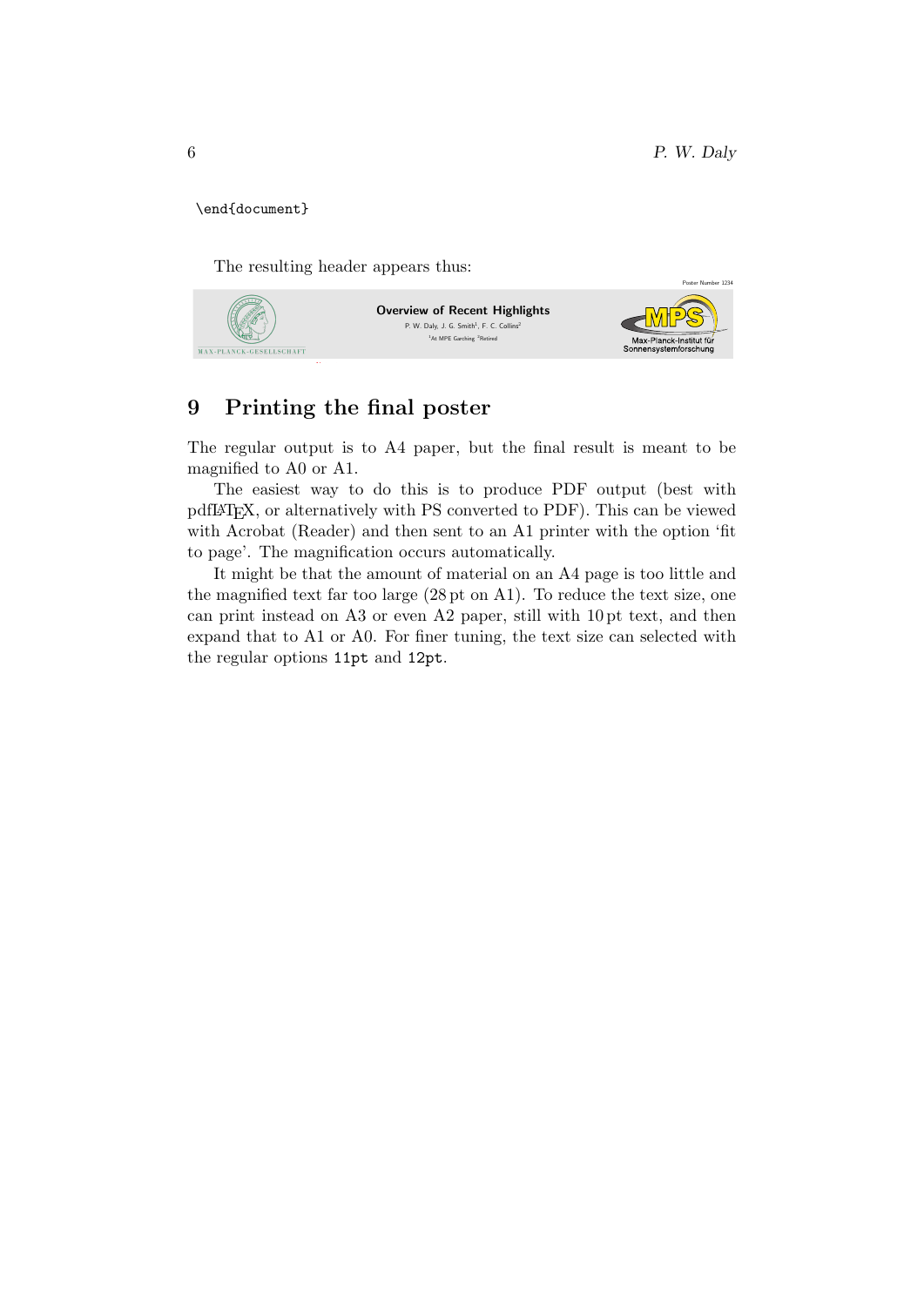```
\end{document}
```

The resulting header appears thus:

Poster Number 1234

MAX-PLANCK-GESELLSCHAFT

**Overview of Recent Highlights**

P. W. Daly, J. G. Smith[1], F. C. Collins[2]

[1]At MPE Garching [2]Retired

MPS

Max-Planck-Institut für Sonnensystemforschung

## 9 Printing the final poster

The regular output is to A4 paper, but the final result is meant to be magnified to A0 or A1.

The easiest way to do this is to produce PDF output (best with pdfLaTeX, or alternatively with PS converted to PDF). This can be viewed with Acrobat (Reader) and then sent to an A1 printer with the option 'fit to page'. The magnification occurs automatically.

It might be that the amount of material on an A4 page is too little and the magnified text far too large (28 pt on A1). To reduce the text size, one can print instead on A3 or even A2 paper, still with 10 pt text, and then expand that to A1 or A0. For finer tuning, the text size can selected with the regular options `11pt` and `12pt`.